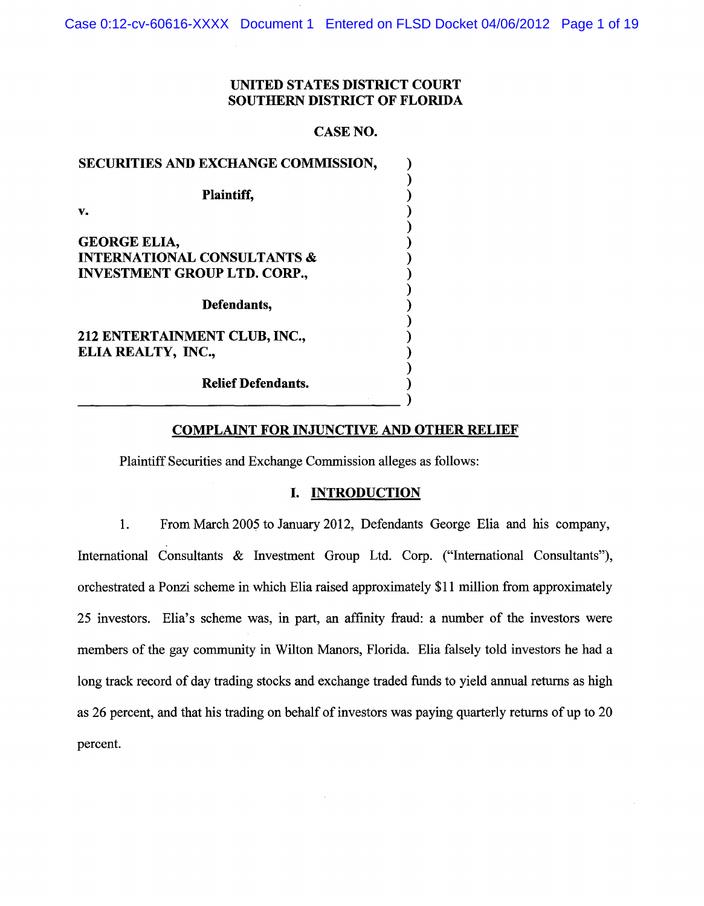**UNITED STATES DISTRICT COURT**
**SOUTHERN DISTRICT OF FLORIDA**

**CASE NO.**

**SECURITIES AND EXCHANGE COMMISSION,**

**Plaintiff,**

**v.**

**GEORGE ELIA,**
**INTERNATIONAL CONSULTANTS & INVESTMENT GROUP LTD. CORP.,**

**Defendants,**

**212 ENTERTAINMENT CLUB, INC.,**
**ELIA REALTY, INC.,**

**Relief Defendants.**

## COMPLAINT FOR INJUNCTIVE AND OTHER RELIEF

Plaintiff Securities and Exchange Commission alleges as follows:

## I. INTRODUCTION

1. From March 2005 to January 2012, Defendants George Elia and his company, International Consultants & Investment Group Ltd. Corp. ("International Consultants"), orchestrated a Ponzi scheme in which Elia raised approximately $11 million from approximately 25 investors. Elia's scheme was, in part, an affinity fraud: a number of the investors were members of the gay community in Wilton Manors, Florida. Elia falsely told investors he had a long track record of day trading stocks and exchange traded funds to yield annual returns as high as 26 percent, and that his trading on behalf of investors was paying quarterly returns of up to 20 percent.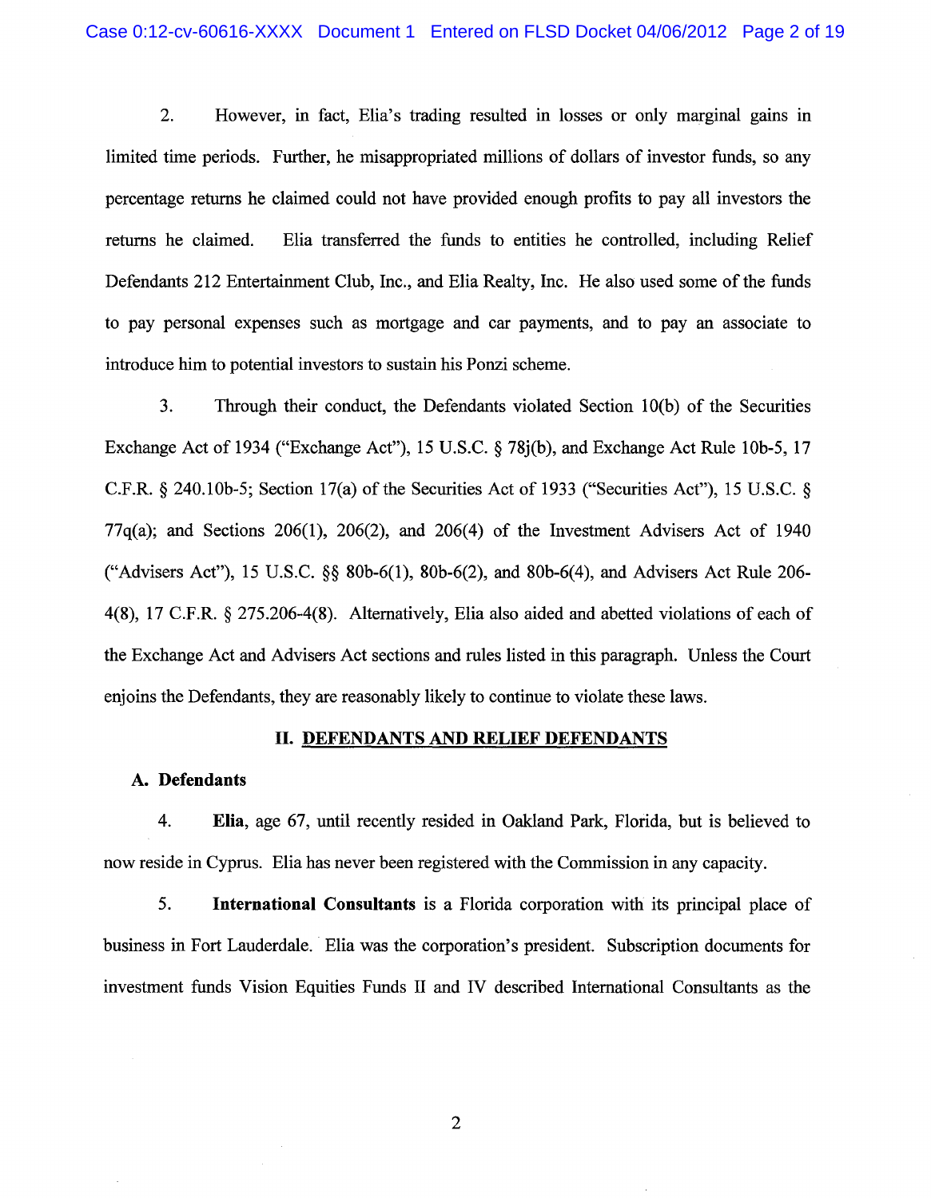2. However, in fact, Elia's trading resulted in losses or only marginal gains in limited time periods. Further, he misappropriated millions of dollars of investor funds, so any percentage returns he claimed could not have provided enough profits to pay all investors the returns he claimed. Elia transferred the funds to entities he controlled, including Relief Defendants 212 Entertainment Club, Inc., and Elia Realty, Inc. He also used some of the funds to pay personal expenses such as mortgage and car payments, and to pay an associate to introduce him to potential investors to sustain his Ponzi scheme.

3. Through their conduct, the Defendants violated Section 10(b) of the Securities Exchange Act of 1934 ("Exchange Act"), 15 U.S.C. § 78j(b), and Exchange Act Rule 10b-5, 17 C.F.R. § 240.10b-5; Section 17(a) of the Securities Act of 1933 ("Securities Act"), 15 U.S.C. § 77q(a); and Sections 206(1), 206(2), and 206(4) of the Investment Advisers Act of 1940 ("Advisers Act"), 15 U.S.C. §§ 80b-6(1), 80b-6(2), and 80b-6(4), and Advisers Act Rule 206-4(8), 17 C.F.R. § 275.206-4(8). Alternatively, Elia also aided and abetted violations of each of the Exchange Act and Advisers Act sections and rules listed in this paragraph. Unless the Court enjoins the Defendants, they are reasonably likely to continue to violate these laws.

## II. DEFENDANTS AND RELIEF DEFENDANTS

### A. Defendants

4. **Elia**, age 67, until recently resided in Oakland Park, Florida, but is believed to now reside in Cyprus. Elia has never been registered with the Commission in any capacity.

5. **International Consultants** is a Florida corporation with its principal place of business in Fort Lauderdale. Elia was the corporation's president. Subscription documents for investment funds Vision Equities Funds II and IV described International Consultants as the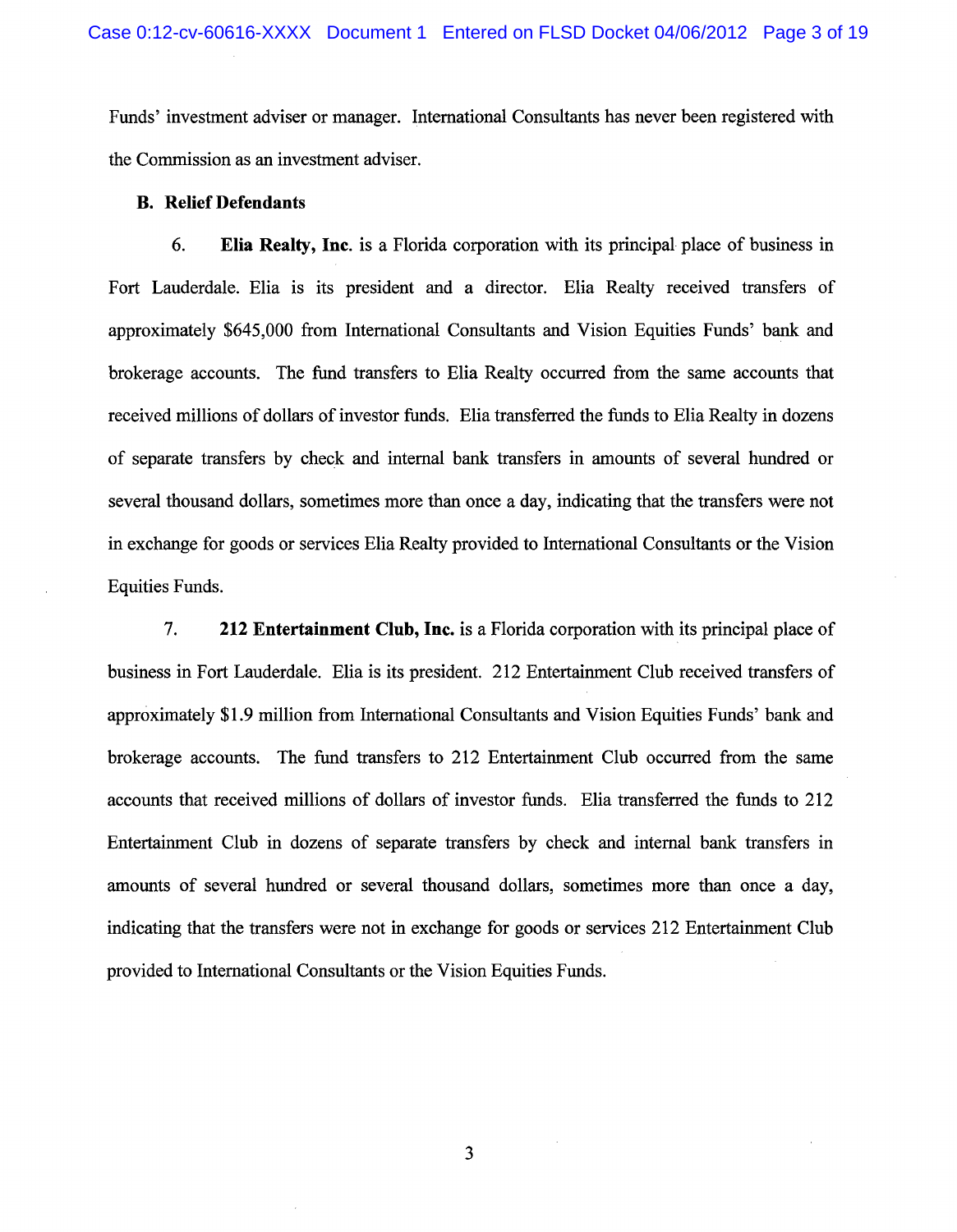Funds' investment adviser or manager. International Consultants has never been registered with the Commission as an investment adviser.

### B. Relief Defendants

6. **Elia Realty, Inc.** is a Florida corporation with its principal place of business in Fort Lauderdale. Elia is its president and a director. Elia Realty received transfers of approximately $645,000 from International Consultants and Vision Equities Funds' bank and brokerage accounts. The fund transfers to Elia Realty occurred from the same accounts that received millions of dollars of investor funds. Elia transferred the funds to Elia Realty in dozens of separate transfers by check and internal bank transfers in amounts of several hundred or several thousand dollars, sometimes more than once a day, indicating that the transfers were not in exchange for goods or services Elia Realty provided to International Consultants or the Vision Equities Funds.

7. **212 Entertainment Club, Inc.** is a Florida corporation with its principal place of business in Fort Lauderdale. Elia is its president. 212 Entertainment Club received transfers of approximately $1.9 million from International Consultants and Vision Equities Funds' bank and brokerage accounts. The fund transfers to 212 Entertainment Club occurred from the same accounts that received millions of dollars of investor funds. Elia transferred the funds to 212 Entertainment Club in dozens of separate transfers by check and internal bank transfers in amounts of several hundred or several thousand dollars, sometimes more than once a day, indicating that the transfers were not in exchange for goods or services 212 Entertainment Club provided to International Consultants or the Vision Equities Funds.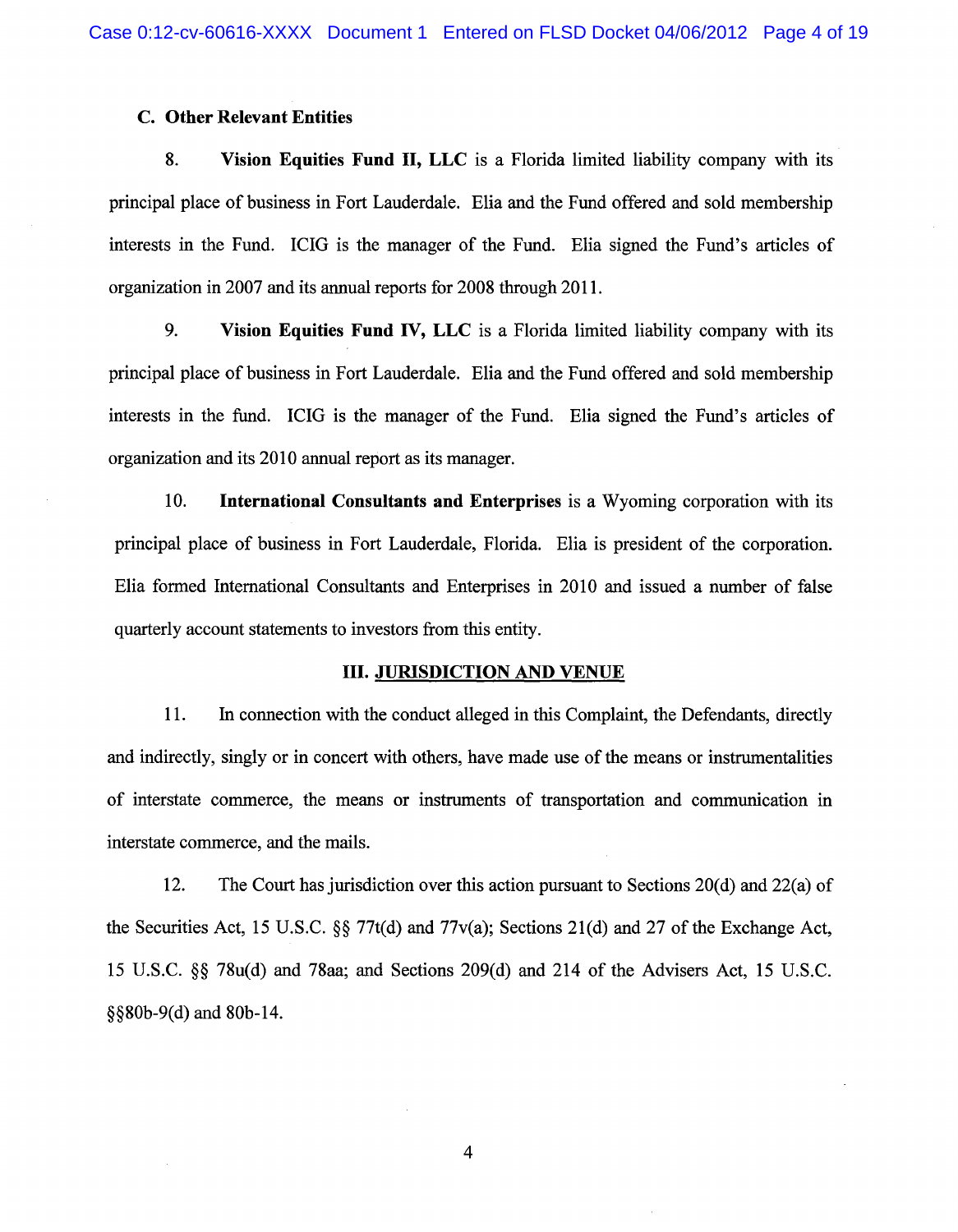### C. Other Relevant Entities

8. **Vision Equities Fund II, LLC** is a Florida limited liability company with its principal place of business in Fort Lauderdale. Elia and the Fund offered and sold membership interests in the Fund. ICIG is the manager of the Fund. Elia signed the Fund's articles of organization in 2007 and its annual reports for 2008 through 2011.

9. **Vision Equities Fund IV, LLC** is a Florida limited liability company with its principal place of business in Fort Lauderdale. Elia and the Fund offered and sold membership interests in the fund. ICIG is the manager of the Fund. Elia signed the Fund's articles of organization and its 2010 annual report as its manager.

10. **International Consultants and Enterprises** is a Wyoming corporation with its principal place of business in Fort Lauderdale, Florida. Elia is president of the corporation. Elia formed International Consultants and Enterprises in 2010 and issued a number of false quarterly account statements to investors from this entity.

## III. JURISDICTION AND VENUE

11. In connection with the conduct alleged in this Complaint, the Defendants, directly and indirectly, singly or in concert with others, have made use of the means or instrumentalities of interstate commerce, the means or instruments of transportation and communication in interstate commerce, and the mails.

12. The Court has jurisdiction over this action pursuant to Sections 20(d) and 22(a) of the Securities Act, 15 U.S.C. §§ 77t(d) and 77v(a); Sections 21(d) and 27 of the Exchange Act, 15 U.S.C. §§ 78u(d) and 78aa; and Sections 209(d) and 214 of the Advisers Act, 15 U.S.C. §§80b-9(d) and 80b-14.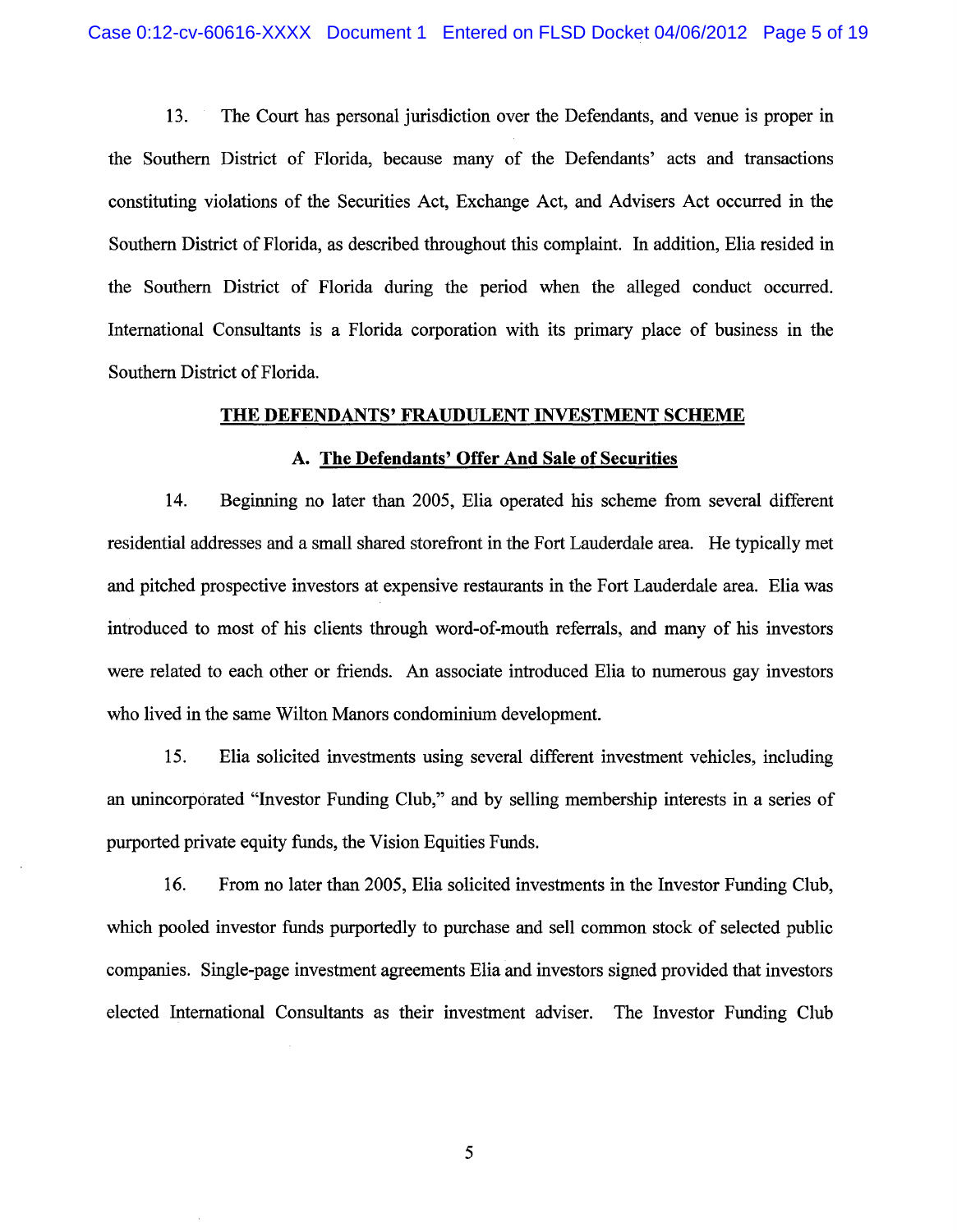13. The Court has personal jurisdiction over the Defendants, and venue is proper in the Southern District of Florida, because many of the Defendants' acts and transactions constituting violations of the Securities Act, Exchange Act, and Advisers Act occurred in the Southern District of Florida, as described throughout this complaint. In addition, Elia resided in the Southern District of Florida during the period when the alleged conduct occurred. International Consultants is a Florida corporation with its primary place of business in the Southern District of Florida.

## THE DEFENDANTS' FRAUDULENT INVESTMENT SCHEME

### A. The Defendants' Offer And Sale of Securities

14. Beginning no later than 2005, Elia operated his scheme from several different residential addresses and a small shared storefront in the Fort Lauderdale area. He typically met and pitched prospective investors at expensive restaurants in the Fort Lauderdale area. Elia was introduced to most of his clients through word-of-mouth referrals, and many of his investors were related to each other or friends. An associate introduced Elia to numerous gay investors who lived in the same Wilton Manors condominium development.

15. Elia solicited investments using several different investment vehicles, including an unincorporated "Investor Funding Club," and by selling membership interests in a series of purported private equity funds, the Vision Equities Funds.

16. From no later than 2005, Elia solicited investments in the Investor Funding Club, which pooled investor funds purportedly to purchase and sell common stock of selected public companies. Single-page investment agreements Elia and investors signed provided that investors elected International Consultants as their investment adviser. The Investor Funding Club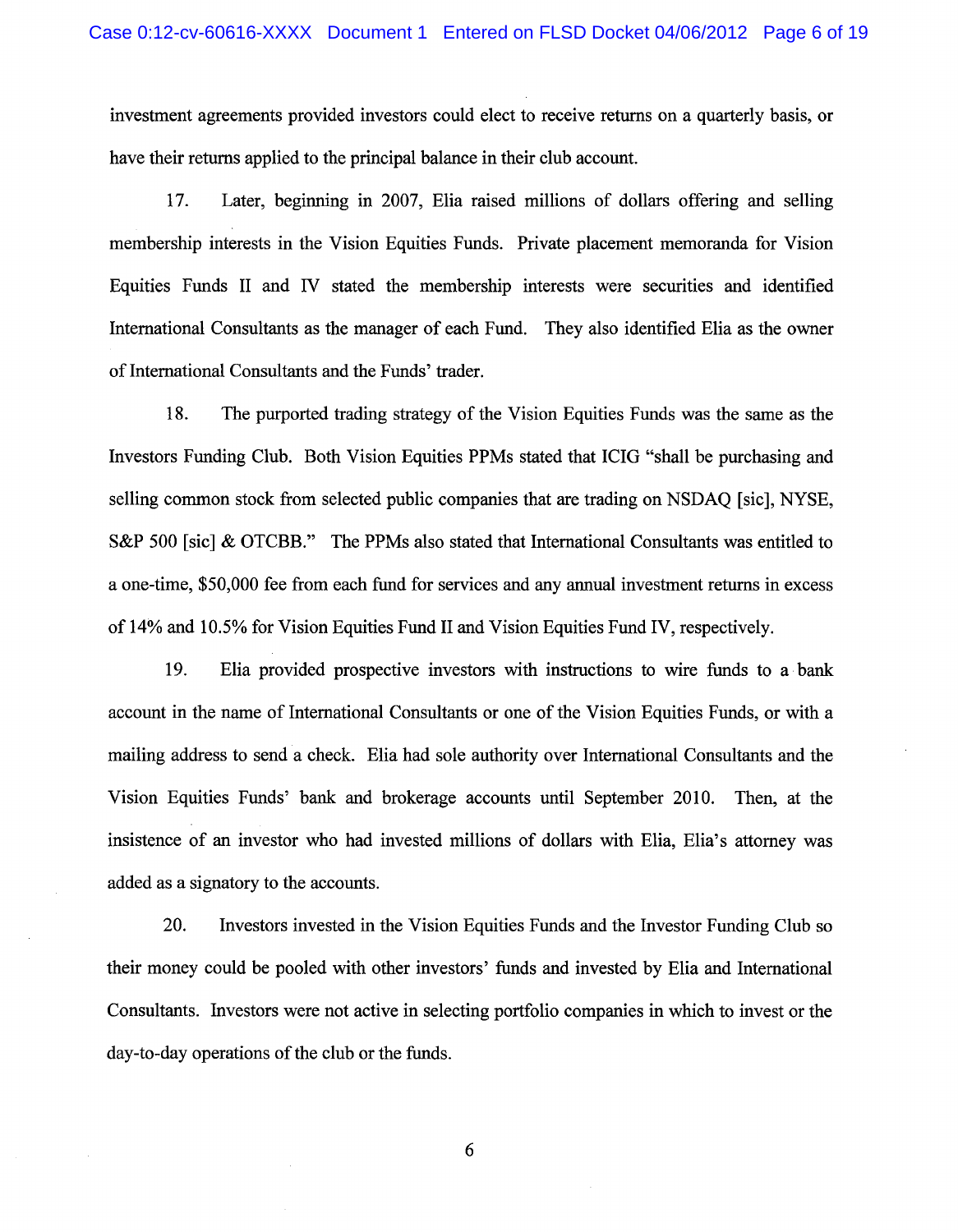investment agreements provided investors could elect to receive returns on a quarterly basis, or have their returns applied to the principal balance in their club account.

17. Later, beginning in 2007, Elia raised millions of dollars offering and selling membership interests in the Vision Equities Funds. Private placement memoranda for Vision Equities Funds II and IV stated the membership interests were securities and identified International Consultants as the manager of each Fund. They also identified Elia as the owner of International Consultants and the Funds' trader.

18. The purported trading strategy of the Vision Equities Funds was the same as the Investors Funding Club. Both Vision Equities PPMs stated that ICIG "shall be purchasing and selling common stock from selected public companies that are trading on NSDAQ [sic], NYSE, S&P 500 [sic] & OTCBB." The PPMs also stated that International Consultants was entitled to a one-time, $50,000 fee from each fund for services and any annual investment returns in excess of 14% and 10.5% for Vision Equities Fund II and Vision Equities Fund IV, respectively.

19. Elia provided prospective investors with instructions to wire funds to a bank account in the name of International Consultants or one of the Vision Equities Funds, or with a mailing address to send a check. Elia had sole authority over International Consultants and the Vision Equities Funds' bank and brokerage accounts until September 2010. Then, at the insistence of an investor who had invested millions of dollars with Elia, Elia's attorney was added as a signatory to the accounts.

20. Investors invested in the Vision Equities Funds and the Investor Funding Club so their money could be pooled with other investors' funds and invested by Elia and International Consultants. Investors were not active in selecting portfolio companies in which to invest or the day-to-day operations of the club or the funds.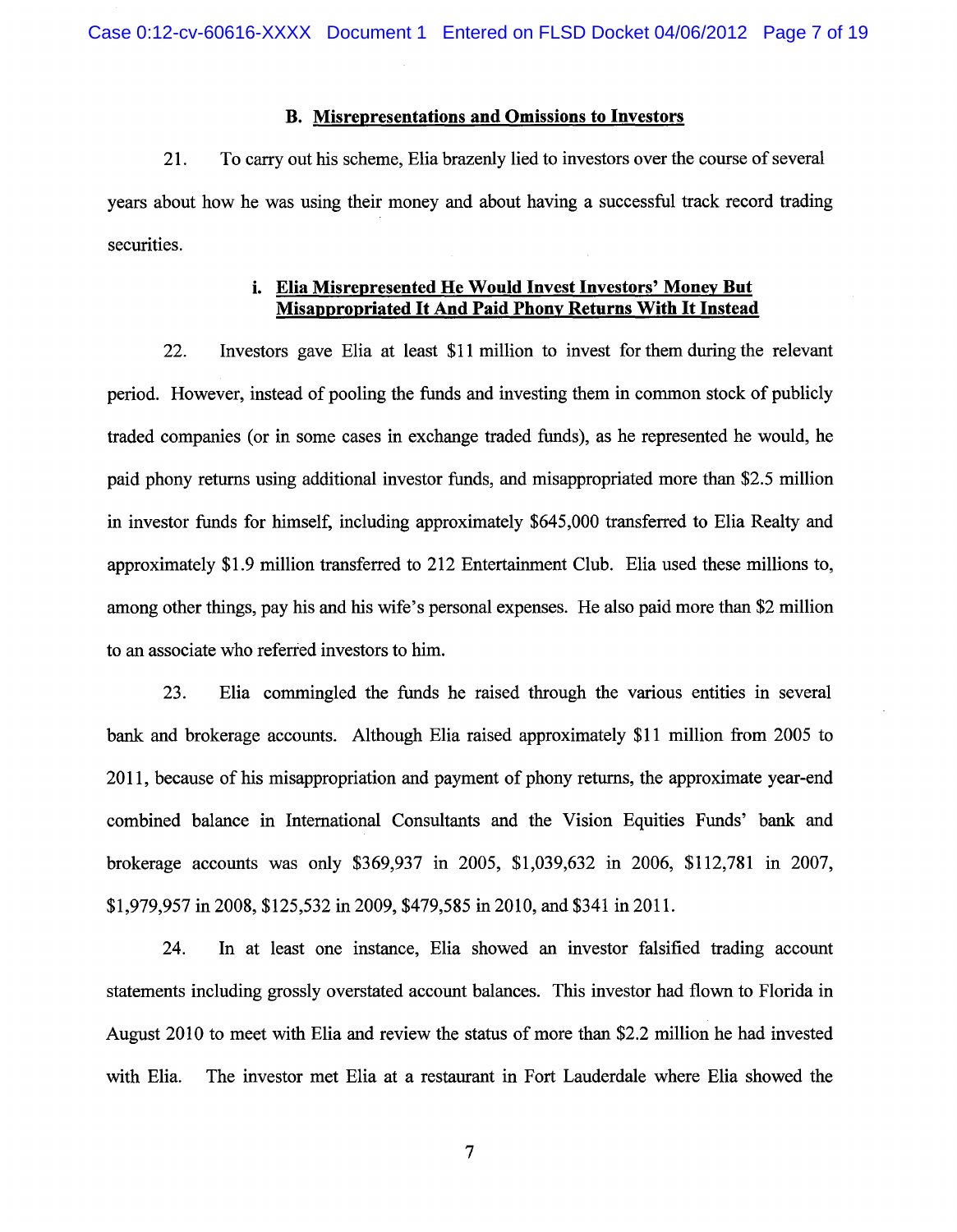### B. Misrepresentations and Omissions to Investors

21. To carry out his scheme, Elia brazenly lied to investors over the course of several years about how he was using their money and about having a successful track record trading securities.

#### i. Elia Misrepresented He Would Invest Investors' Money But Misappropriated It And Paid Phony Returns With It Instead

22. Investors gave Elia at least $11 million to invest for them during the relevant period. However, instead of pooling the funds and investing them in common stock of publicly traded companies (or in some cases in exchange traded funds), as he represented he would, he paid phony returns using additional investor funds, and misappropriated more than $2.5 million in investor funds for himself, including approximately $645,000 transferred to Elia Realty and approximately $1.9 million transferred to 212 Entertainment Club. Elia used these millions to, among other things, pay his and his wife's personal expenses. He also paid more than $2 million to an associate who referred investors to him.

23. Elia commingled the funds he raised through the various entities in several bank and brokerage accounts. Although Elia raised approximately $11 million from 2005 to 2011, because of his misappropriation and payment of phony returns, the approximate year-end combined balance in International Consultants and the Vision Equities Funds' bank and brokerage accounts was only $369,937 in 2005, $1,039,632 in 2006, $112,781 in 2007, $1,979,957 in 2008, $125,532 in 2009, $479,585 in 2010, and $341 in 2011.

24. In at least one instance, Elia showed an investor falsified trading account statements including grossly overstated account balances. This investor had flown to Florida in August 2010 to meet with Elia and review the status of more than $2.2 million he had invested with Elia. The investor met Elia at a restaurant in Fort Lauderdale where Elia showed the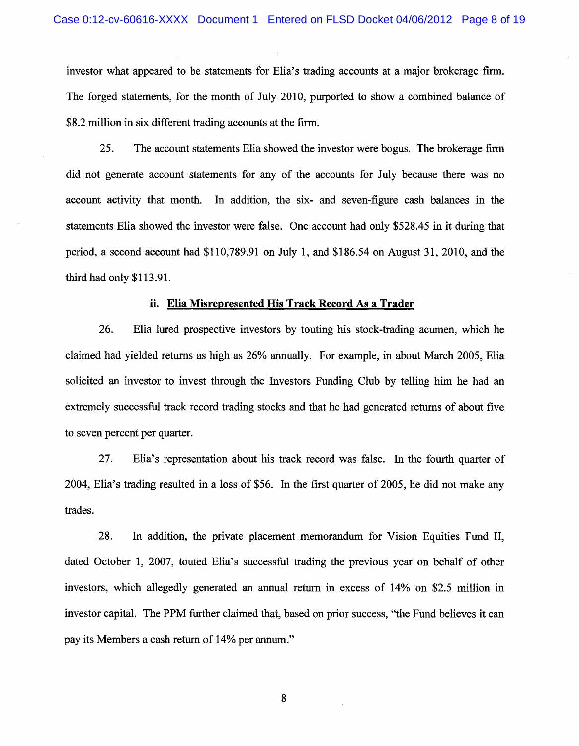investor what appeared to be statements for Elia's trading accounts at a major brokerage firm. The forged statements, for the month of July 2010, purported to show a combined balance of $8.2 million in six different trading accounts at the firm.

25. The account statements Elia showed the investor were bogus. The brokerage firm did not generate account statements for any of the accounts for July because there was no account activity that month. In addition, the six- and seven-figure cash balances in the statements Elia showed the investor were false. One account had only $528.45 in it during that period, a second account had $110,789.91 on July 1, and $186.54 on August 31, 2010, and the third had only $113.91.

### ii. Elia Misrepresented His Track Record As a Trader

26. Elia lured prospective investors by touting his stock-trading acumen, which he claimed had yielded returns as high as 26% annually. For example, in about March 2005, Elia solicited an investor to invest through the Investors Funding Club by telling him he had an extremely successful track record trading stocks and that he had generated returns of about five to seven percent per quarter.

27. Elia's representation about his track record was false. In the fourth quarter of 2004, Elia's trading resulted in a loss of $56. In the first quarter of 2005, he did not make any trades.

28. In addition, the private placement memorandum for Vision Equities Fund II, dated October 1, 2007, touted Elia's successful trading the previous year on behalf of other investors, which allegedly generated an annual return in excess of 14% on $2.5 million in investor capital. The PPM further claimed that, based on prior success, "the Fund believes it can pay its Members a cash return of 14% per annum."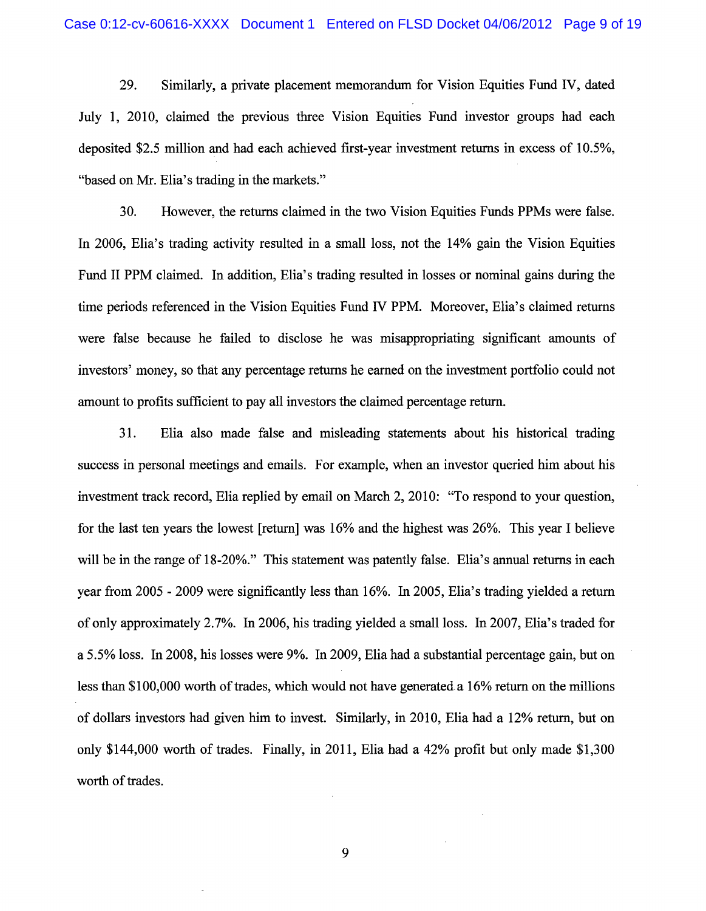29. Similarly, a private placement memorandum for Vision Equities Fund IV, dated July 1, 2010, claimed the previous three Vision Equities Fund investor groups had each deposited $2.5 million and had each achieved first-year investment returns in excess of 10.5%, "based on Mr. Elia's trading in the markets."

30. However, the returns claimed in the two Vision Equities Funds PPMs were false. In 2006, Elia's trading activity resulted in a small loss, not the 14% gain the Vision Equities Fund II PPM claimed. In addition, Elia's trading resulted in losses or nominal gains during the time periods referenced in the Vision Equities Fund IV PPM. Moreover, Elia's claimed returns were false because he failed to disclose he was misappropriating significant amounts of investors' money, so that any percentage returns he earned on the investment portfolio could not amount to profits sufficient to pay all investors the claimed percentage return.

31. Elia also made false and misleading statements about his historical trading success in personal meetings and emails. For example, when an investor queried him about his investment track record, Elia replied by email on March 2, 2010: "To respond to your question, for the last ten years the lowest [return] was 16% and the highest was 26%. This year I believe will be in the range of 18-20%." This statement was patently false. Elia's annual returns in each year from 2005 - 2009 were significantly less than 16%. In 2005, Elia's trading yielded a return of only approximately 2.7%. In 2006, his trading yielded a small loss. In 2007, Elia's traded for a 5.5% loss. In 2008, his losses were 9%. In 2009, Elia had a substantial percentage gain, but on less than $100,000 worth of trades, which would not have generated a 16% return on the millions of dollars investors had given him to invest. Similarly, in 2010, Elia had a 12% return, but on only $144,000 worth of trades. Finally, in 2011, Elia had a 42% profit but only made $1,300 worth of trades.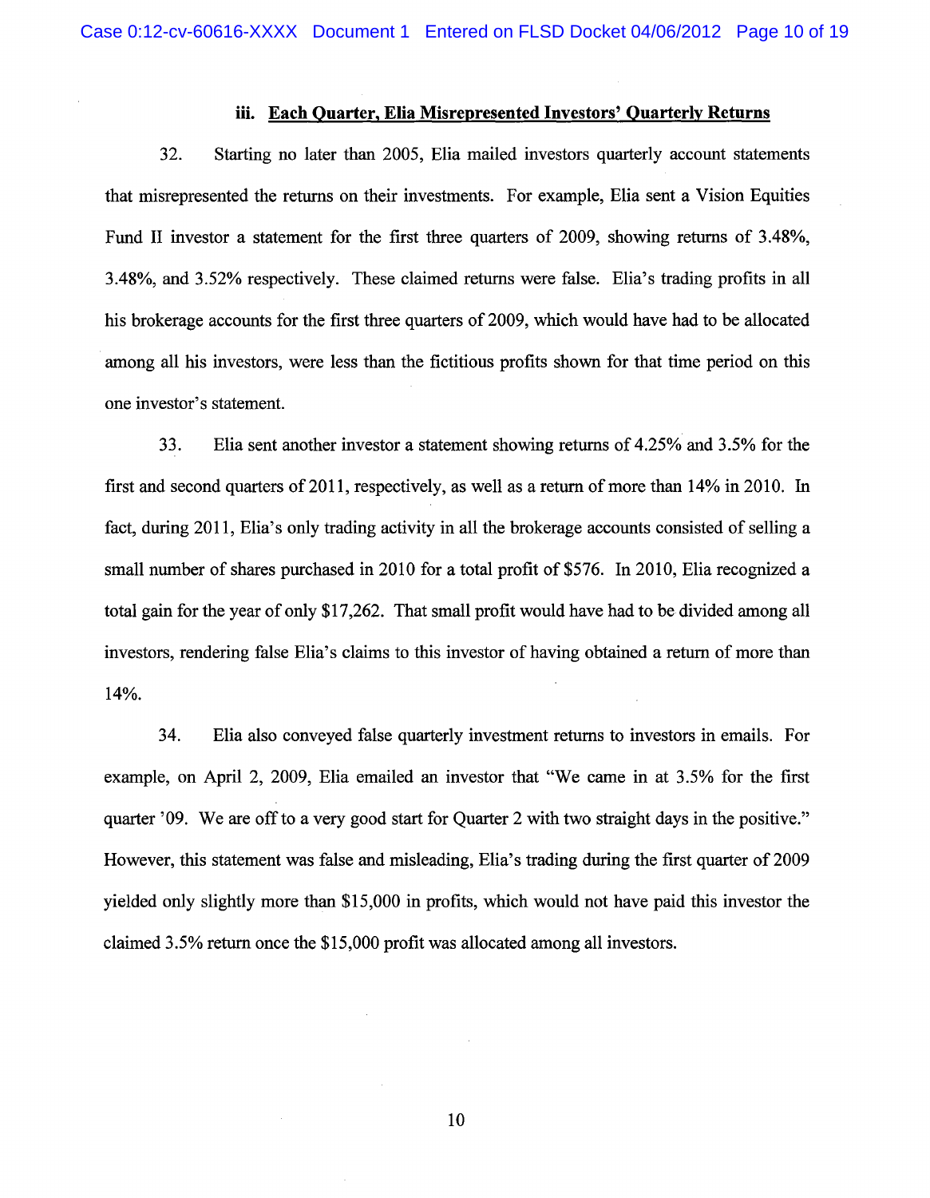### iii. Each Quarter, Elia Misrepresented Investors' Quarterly Returns

32. Starting no later than 2005, Elia mailed investors quarterly account statements that misrepresented the returns on their investments. For example, Elia sent a Vision Equities Fund II investor a statement for the first three quarters of 2009, showing returns of 3.48%, 3.48%, and 3.52% respectively. These claimed returns were false. Elia's trading profits in all his brokerage accounts for the first three quarters of 2009, which would have had to be allocated among all his investors, were less than the fictitious profits shown for that time period on this one investor's statement.

33. Elia sent another investor a statement showing returns of 4.25% and 3.5% for the first and second quarters of 2011, respectively, as well as a return of more than 14% in 2010. In fact, during 2011, Elia's only trading activity in all the brokerage accounts consisted of selling a small number of shares purchased in 2010 for a total profit of $576. In 2010, Elia recognized a total gain for the year of only $17,262. That small profit would have had to be divided among all investors, rendering false Elia's claims to this investor of having obtained a return of more than 14%.

34. Elia also conveyed false quarterly investment returns to investors in emails. For example, on April 2, 2009, Elia emailed an investor that "We came in at 3.5% for the first quarter '09. We are off to a very good start for Quarter 2 with two straight days in the positive." However, this statement was false and misleading, Elia's trading during the first quarter of 2009 yielded only slightly more than $15,000 in profits, which would not have paid this investor the claimed 3.5% return once the $15,000 profit was allocated among all investors.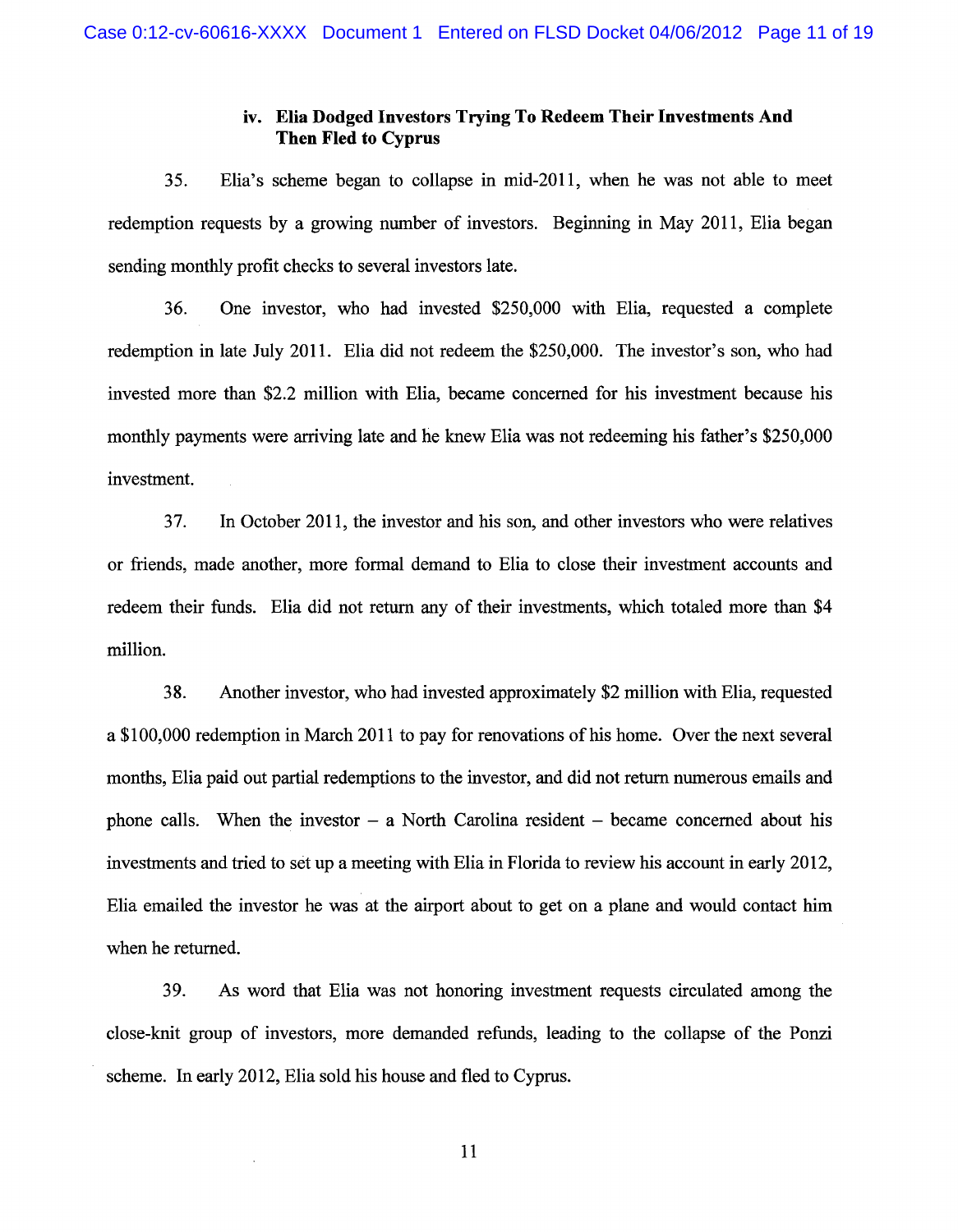### iv. Elia Dodged Investors Trying To Redeem Their Investments And Then Fled to Cyprus

35. Elia's scheme began to collapse in mid-2011, when he was not able to meet redemption requests by a growing number of investors. Beginning in May 2011, Elia began sending monthly profit checks to several investors late.

36. One investor, who had invested $250,000 with Elia, requested a complete redemption in late July 2011. Elia did not redeem the $250,000. The investor's son, who had invested more than $2.2 million with Elia, became concerned for his investment because his monthly payments were arriving late and he knew Elia was not redeeming his father's $250,000 investment.

37. In October 2011, the investor and his son, and other investors who were relatives or friends, made another, more formal demand to Elia to close their investment accounts and redeem their funds. Elia did not return any of their investments, which totaled more than $4 million.

38. Another investor, who had invested approximately $2 million with Elia, requested a $100,000 redemption in March 2011 to pay for renovations of his home. Over the next several months, Elia paid out partial redemptions to the investor, and did not return numerous emails and phone calls. When the investor – a North Carolina resident – became concerned about his investments and tried to set up a meeting with Elia in Florida to review his account in early 2012, Elia emailed the investor he was at the airport about to get on a plane and would contact him when he returned.

39. As word that Elia was not honoring investment requests circulated among the close-knit group of investors, more demanded refunds, leading to the collapse of the Ponzi scheme. In early 2012, Elia sold his house and fled to Cyprus.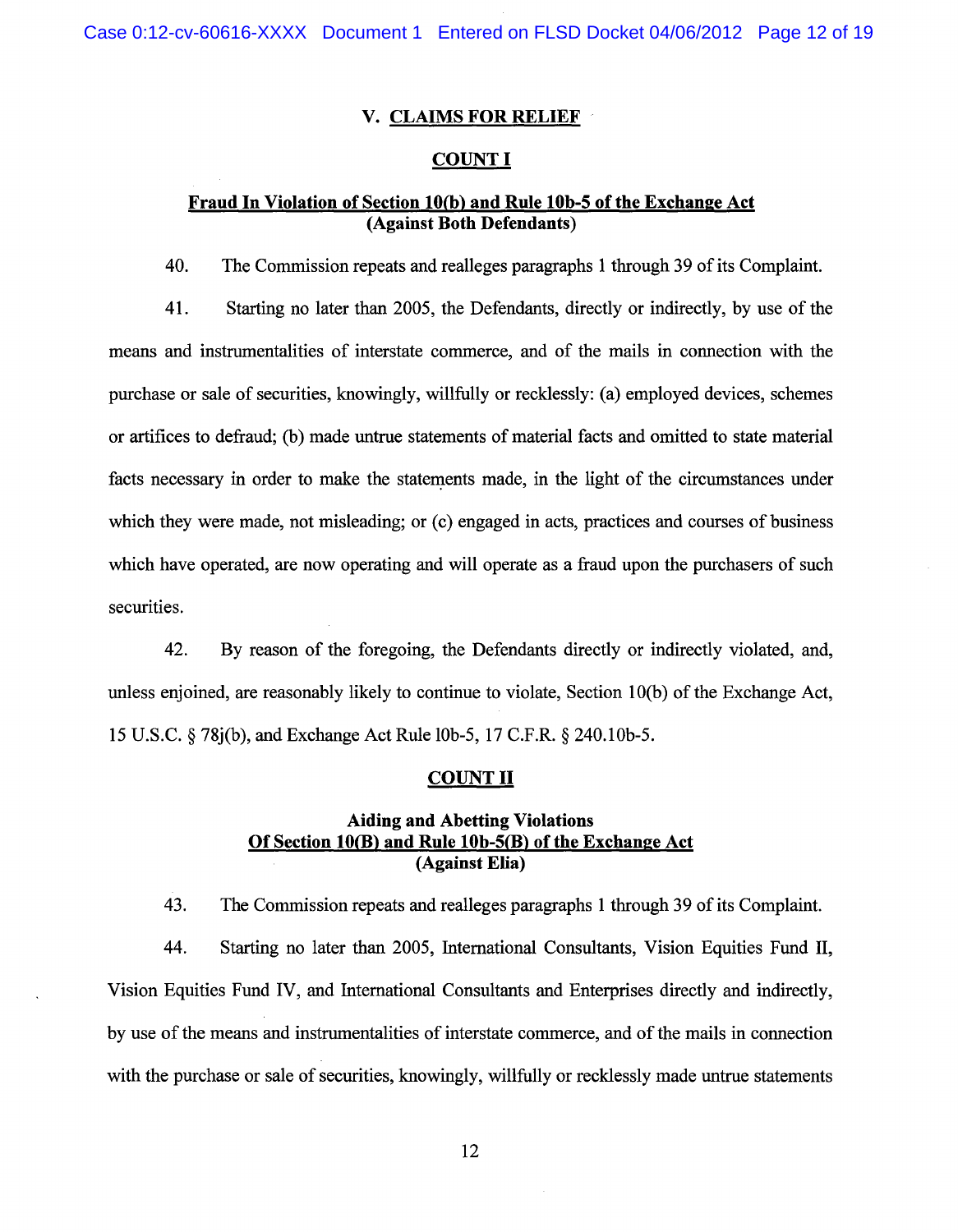## V. CLAIMS FOR RELIEF

### COUNT I

### Fraud In Violation of Section 10(b) and Rule 10b-5 of the Exchange Act (Against Both Defendants)

40. The Commission repeats and realleges paragraphs 1 through 39 of its Complaint.

41. Starting no later than 2005, the Defendants, directly or indirectly, by use of the means and instrumentalities of interstate commerce, and of the mails in connection with the purchase or sale of securities, knowingly, willfully or recklessly: (a) employed devices, schemes or artifices to defraud; (b) made untrue statements of material facts and omitted to state material facts necessary in order to make the statements made, in the light of the circumstances under which they were made, not misleading; or (c) engaged in acts, practices and courses of business which have operated, are now operating and will operate as a fraud upon the purchasers of such securities.

42. By reason of the foregoing, the Defendants directly or indirectly violated, and, unless enjoined, are reasonably likely to continue to violate, Section 10(b) of the Exchange Act, 15 U.S.C. § 78j(b), and Exchange Act Rule 10b-5, 17 C.F.R. § 240.10b-5.

### COUNT II

### Aiding and Abetting Violations Of Section 10(B) and Rule 10b-5(B) of the Exchange Act (Against Elia)

43. The Commission repeats and realleges paragraphs 1 through 39 of its Complaint.

44. Starting no later than 2005, International Consultants, Vision Equities Fund II, Vision Equities Fund IV, and International Consultants and Enterprises directly and indirectly, by use of the means and instrumentalities of interstate commerce, and of the mails in connection with the purchase or sale of securities, knowingly, willfully or recklessly made untrue statements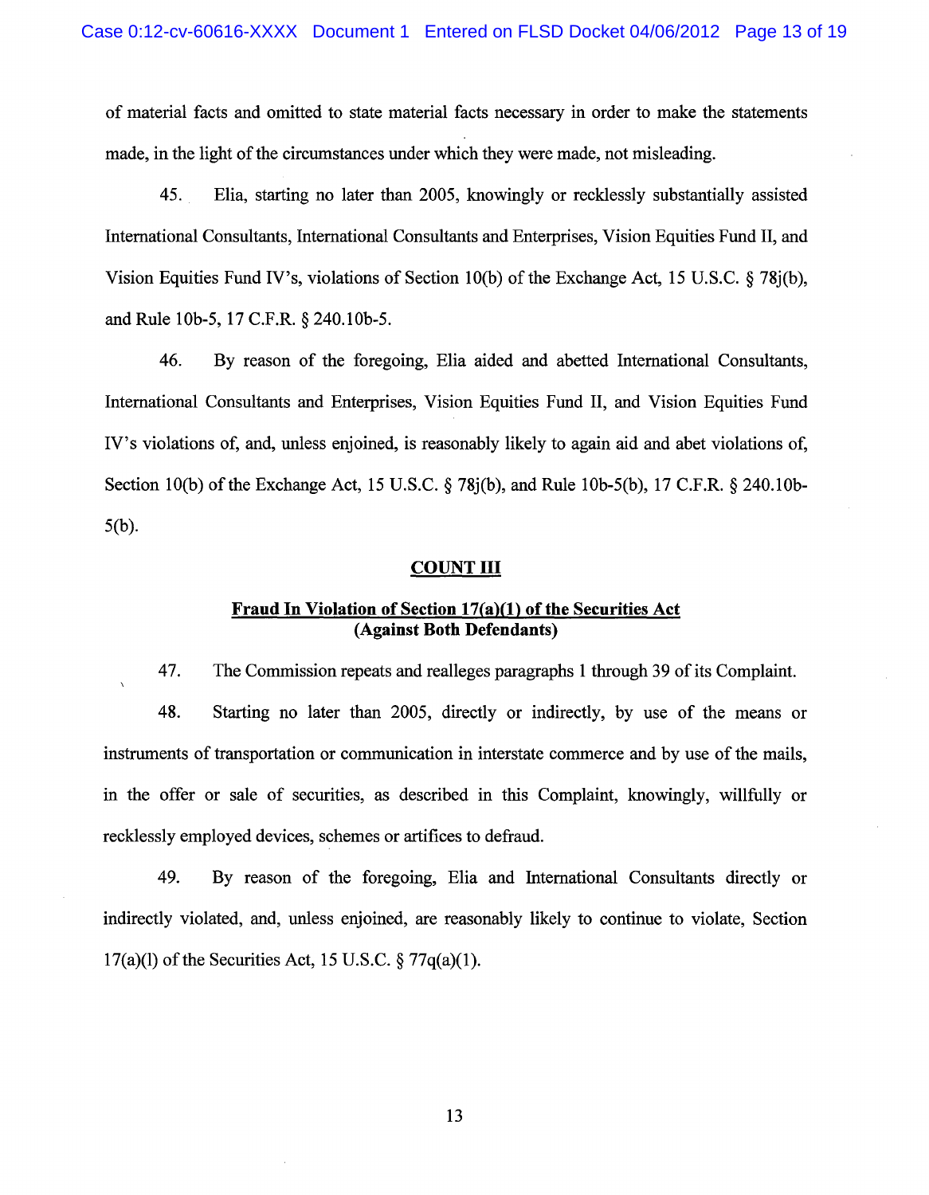of material facts and omitted to state material facts necessary in order to make the statements made, in the light of the circumstances under which they were made, not misleading.

45. Elia, starting no later than 2005, knowingly or recklessly substantially assisted International Consultants, International Consultants and Enterprises, Vision Equities Fund II, and Vision Equities Fund IV's, violations of Section 10(b) of the Exchange Act, 15 U.S.C. § 78j(b), and Rule 10b-5, 17 C.F.R. § 240.10b-5.

46. By reason of the foregoing, Elia aided and abetted International Consultants, International Consultants and Enterprises, Vision Equities Fund II, and Vision Equities Fund IV's violations of, and, unless enjoined, is reasonably likely to again aid and abet violations of, Section 10(b) of the Exchange Act, 15 U.S.C. § 78j(b), and Rule 10b-5(b), 17 C.F.R. § 240.10b-5(b).

## COUNT III

### Fraud In Violation of Section 17(a)(1) of the Securities Act (Against Both Defendants)

47. The Commission repeats and realleges paragraphs 1 through 39 of its Complaint.

48. Starting no later than 2005, directly or indirectly, by use of the means or instruments of transportation or communication in interstate commerce and by use of the mails, in the offer or sale of securities, as described in this Complaint, knowingly, willfully or recklessly employed devices, schemes or artifices to defraud.

49. By reason of the foregoing, Elia and International Consultants directly or indirectly violated, and, unless enjoined, are reasonably likely to continue to violate, Section 17(a)(l) of the Securities Act, 15 U.S.C. § 77q(a)(1).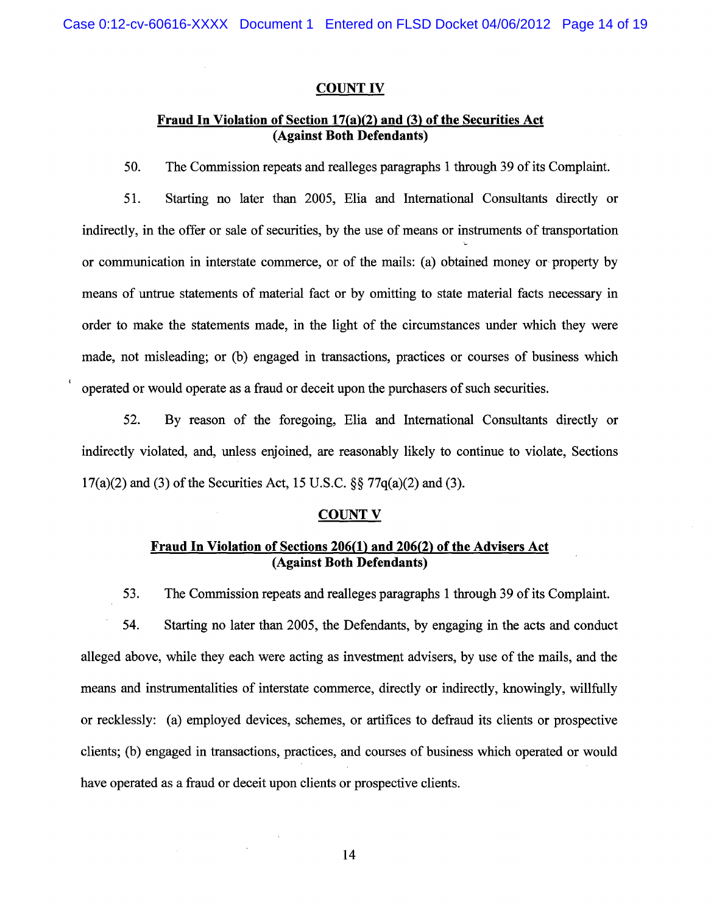## COUNT IV

### Fraud In Violation of Section 17(a)(2) and (3) of the Securities Act (Against Both Defendants)

50. The Commission repeats and realleges paragraphs 1 through 39 of its Complaint.

51. Starting no later than 2005, Elia and International Consultants directly or indirectly, in the offer or sale of securities, by the use of means or instruments of transportation or communication in interstate commerce, or of the mails: (a) obtained money or property by means of untrue statements of material fact or by omitting to state material facts necessary in order to make the statements made, in the light of the circumstances under which they were made, not misleading; or (b) engaged in transactions, practices or courses of business which operated or would operate as a fraud or deceit upon the purchasers of such securities.

52. By reason of the foregoing, Elia and International Consultants directly or indirectly violated, and, unless enjoined, are reasonably likely to continue to violate, Sections 17(a)(2) and (3) of the Securities Act, 15 U.S.C. §§ 77q(a)(2) and (3).

## COUNT V

### Fraud In Violation of Sections 206(1) and 206(2) of the Advisers Act (Against Both Defendants)

53. The Commission repeats and realleges paragraphs 1 through 39 of its Complaint.

54. Starting no later than 2005, the Defendants, by engaging in the acts and conduct alleged above, while they each were acting as investment advisers, by use of the mails, and the means and instrumentalities of interstate commerce, directly or indirectly, knowingly, willfully or recklessly: (a) employed devices, schemes, or artifices to defraud its clients or prospective clients; (b) engaged in transactions, practices, and courses of business which operated or would have operated as a fraud or deceit upon clients or prospective clients.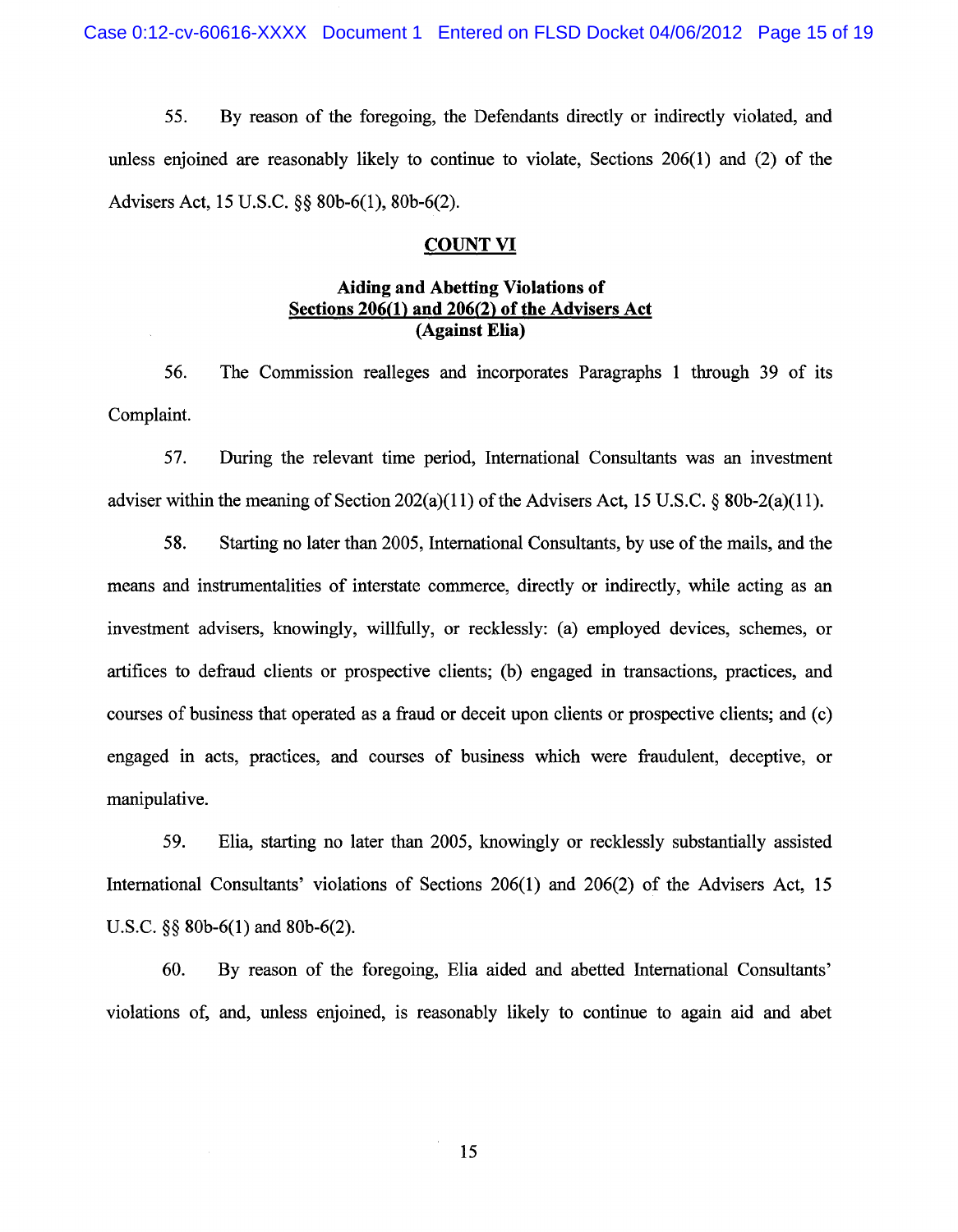55. By reason of the foregoing, the Defendants directly or indirectly violated, and unless enjoined are reasonably likely to continue to violate, Sections 206(1) and (2) of the Advisers Act, 15 U.S.C. §§ 80b-6(1), 80b-6(2).

## COUNT VI

### Aiding and Abetting Violations of Sections 206(1) and 206(2) of the Advisers Act (Against Elia)

56. The Commission realleges and incorporates Paragraphs 1 through 39 of its Complaint.

57. During the relevant time period, International Consultants was an investment adviser within the meaning of Section 202(a)(11) of the Advisers Act, 15 U.S.C. § 80b-2(a)(11).

58. Starting no later than 2005, International Consultants, by use of the mails, and the means and instrumentalities of interstate commerce, directly or indirectly, while acting as an investment advisers, knowingly, willfully, or recklessly: (a) employed devices, schemes, or artifices to defraud clients or prospective clients; (b) engaged in transactions, practices, and courses of business that operated as a fraud or deceit upon clients or prospective clients; and (c) engaged in acts, practices, and courses of business which were fraudulent, deceptive, or manipulative.

59. Elia, starting no later than 2005, knowingly or recklessly substantially assisted International Consultants' violations of Sections 206(1) and 206(2) of the Advisers Act, 15 U.S.C. §§ 80b-6(1) and 80b-6(2).

60. By reason of the foregoing, Elia aided and abetted International Consultants' violations of, and, unless enjoined, is reasonably likely to continue to again aid and abet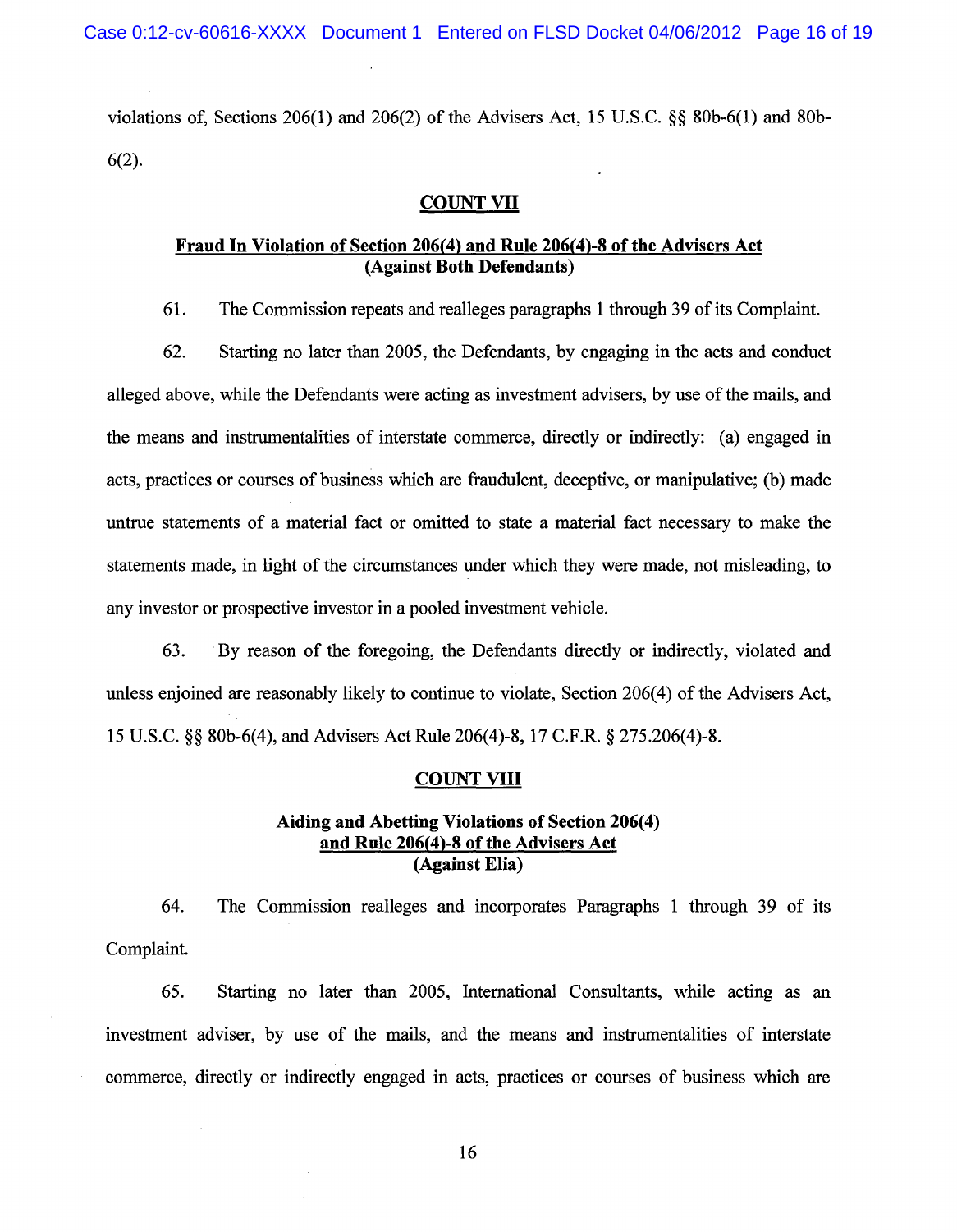violations of, Sections 206(1) and 206(2) of the Advisers Act, 15 U.S.C. §§ 80b-6(1) and 80b-6(2).

## COUNT VII

### Fraud In Violation of Section 206(4) and Rule 206(4)-8 of the Advisers Act (Against Both Defendants)

61. The Commission repeats and realleges paragraphs 1 through 39 of its Complaint.

62. Starting no later than 2005, the Defendants, by engaging in the acts and conduct alleged above, while the Defendants were acting as investment advisers, by use of the mails, and the means and instrumentalities of interstate commerce, directly or indirectly: (a) engaged in acts, practices or courses of business which are fraudulent, deceptive, or manipulative; (b) made untrue statements of a material fact or omitted to state a material fact necessary to make the statements made, in light of the circumstances under which they were made, not misleading, to any investor or prospective investor in a pooled investment vehicle.

63. By reason of the foregoing, the Defendants directly or indirectly, violated and unless enjoined are reasonably likely to continue to violate, Section 206(4) of the Advisers Act, 15 U.S.C. §§ 80b-6(4), and Advisers Act Rule 206(4)-8, 17 C.F.R. § 275.206(4)-8.

## COUNT VIII

### Aiding and Abetting Violations of Section 206(4) and Rule 206(4)-8 of the Advisers Act (Against Elia)

64. The Commission realleges and incorporates Paragraphs 1 through 39 of its Complaint.

65. Starting no later than 2005, International Consultants, while acting as an investment adviser, by use of the mails, and the means and instrumentalities of interstate commerce, directly or indirectly engaged in acts, practices or courses of business which are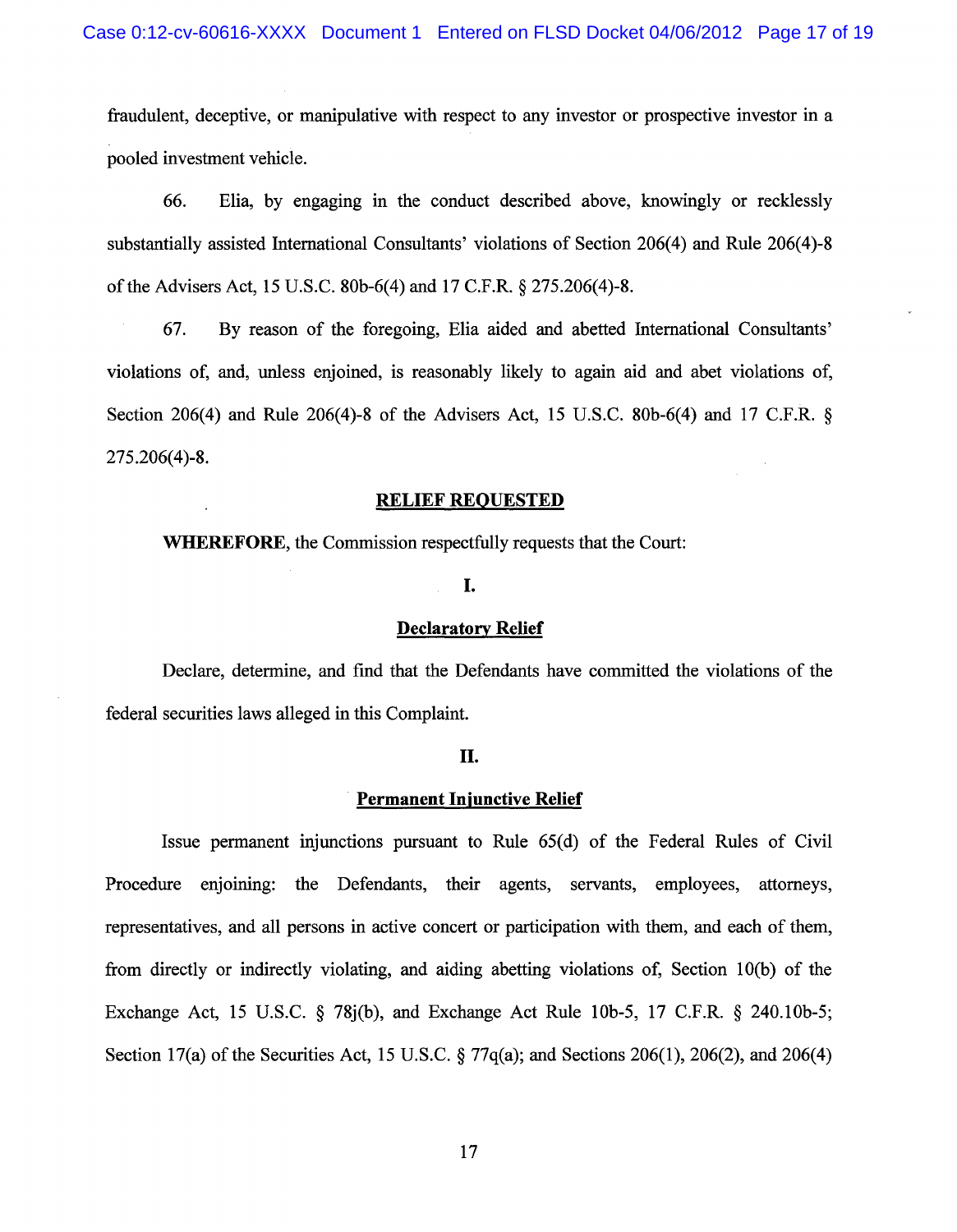fraudulent, deceptive, or manipulative with respect to any investor or prospective investor in a pooled investment vehicle.

66. Elia, by engaging in the conduct described above, knowingly or recklessly substantially assisted International Consultants' violations of Section 206(4) and Rule 206(4)-8 of the Advisers Act, 15 U.S.C. 80b-6(4) and 17 C.F.R. § 275.206(4)-8.

67. By reason of the foregoing, Elia aided and abetted International Consultants' violations of, and, unless enjoined, is reasonably likely to again aid and abet violations of, Section 206(4) and Rule 206(4)-8 of the Advisers Act, 15 U.S.C. 80b-6(4) and 17 C.F.R. § 275.206(4)-8.

## RELIEF REQUESTED

**WHEREFORE**, the Commission respectfully requests that the Court:

### I.

### Declaratory Relief

Declare, determine, and find that the Defendants have committed the violations of the federal securities laws alleged in this Complaint.

### II.

### Permanent Injunctive Relief

Issue permanent injunctions pursuant to Rule 65(d) of the Federal Rules of Civil Procedure enjoining: the Defendants, their agents, servants, employees, attorneys, representatives, and all persons in active concert or participation with them, and each of them, from directly or indirectly violating, and aiding abetting violations of, Section 10(b) of the Exchange Act, 15 U.S.C. § 78j(b), and Exchange Act Rule 10b-5, 17 C.F.R. § 240.10b-5; Section 17(a) of the Securities Act, 15 U.S.C. § 77q(a); and Sections 206(1), 206(2), and 206(4)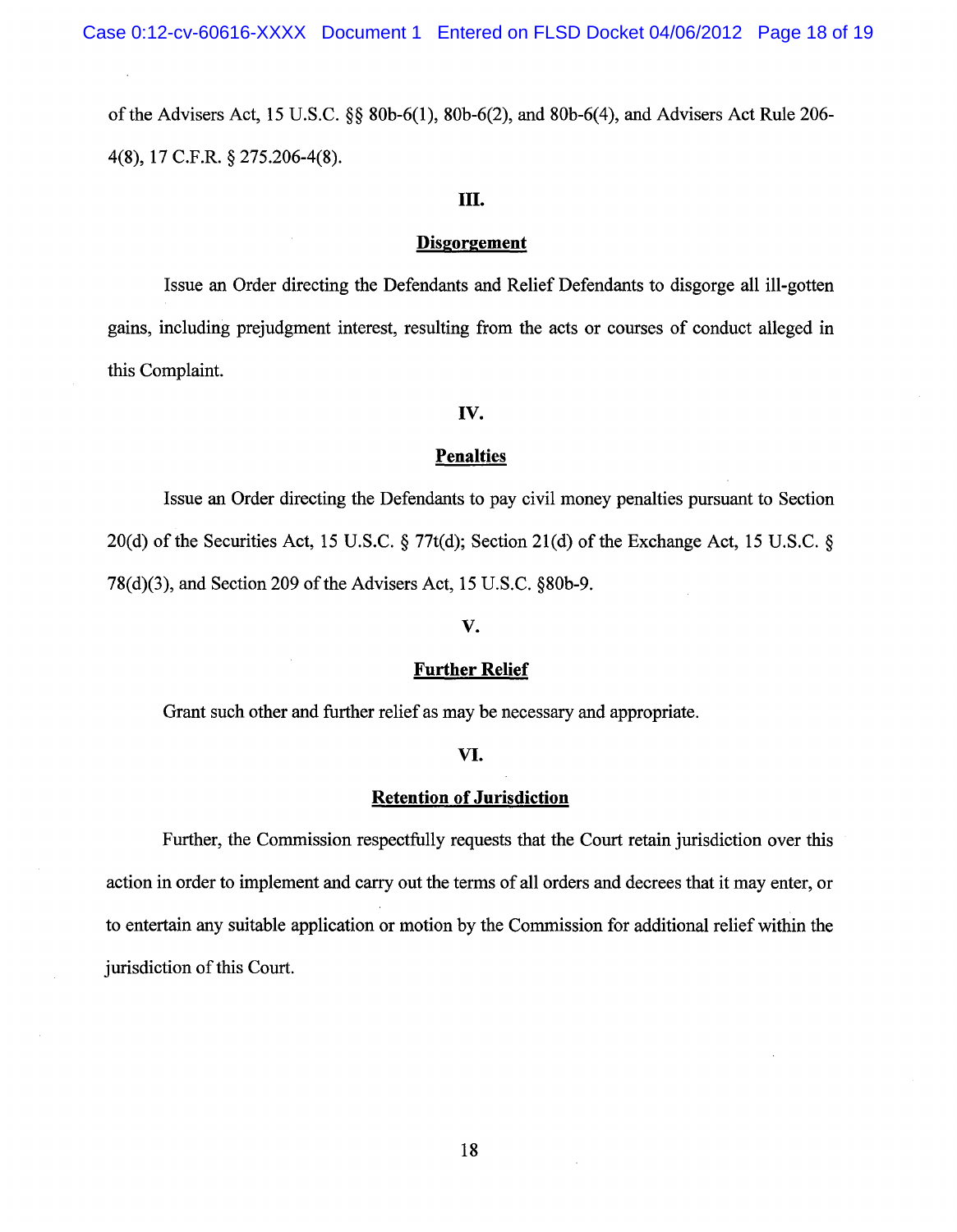of the Advisers Act, 15 U.S.C. §§ 80b-6(1), 80b-6(2), and 80b-6(4), and Advisers Act Rule 206-4(8), 17 C.F.R. § 275.206-4(8).

**III.**

**Disgorgement**

Issue an Order directing the Defendants and Relief Defendants to disgorge all ill-gotten gains, including prejudgment interest, resulting from the acts or courses of conduct alleged in this Complaint.

**IV.**

**Penalties**

Issue an Order directing the Defendants to pay civil money penalties pursuant to Section 20(d) of the Securities Act, 15 U.S.C. § 77t(d); Section 21(d) of the Exchange Act, 15 U.S.C. § 78(d)(3), and Section 209 of the Advisers Act, 15 U.S.C. §80b-9.

**V.**

**Further Relief**

Grant such other and further relief as may be necessary and appropriate.

**VI.**

**Retention of Jurisdiction**

Further, the Commission respectfully requests that the Court retain jurisdiction over this action in order to implement and carry out the terms of all orders and decrees that it may enter, or to entertain any suitable application or motion by the Commission for additional relief within the jurisdiction of this Court.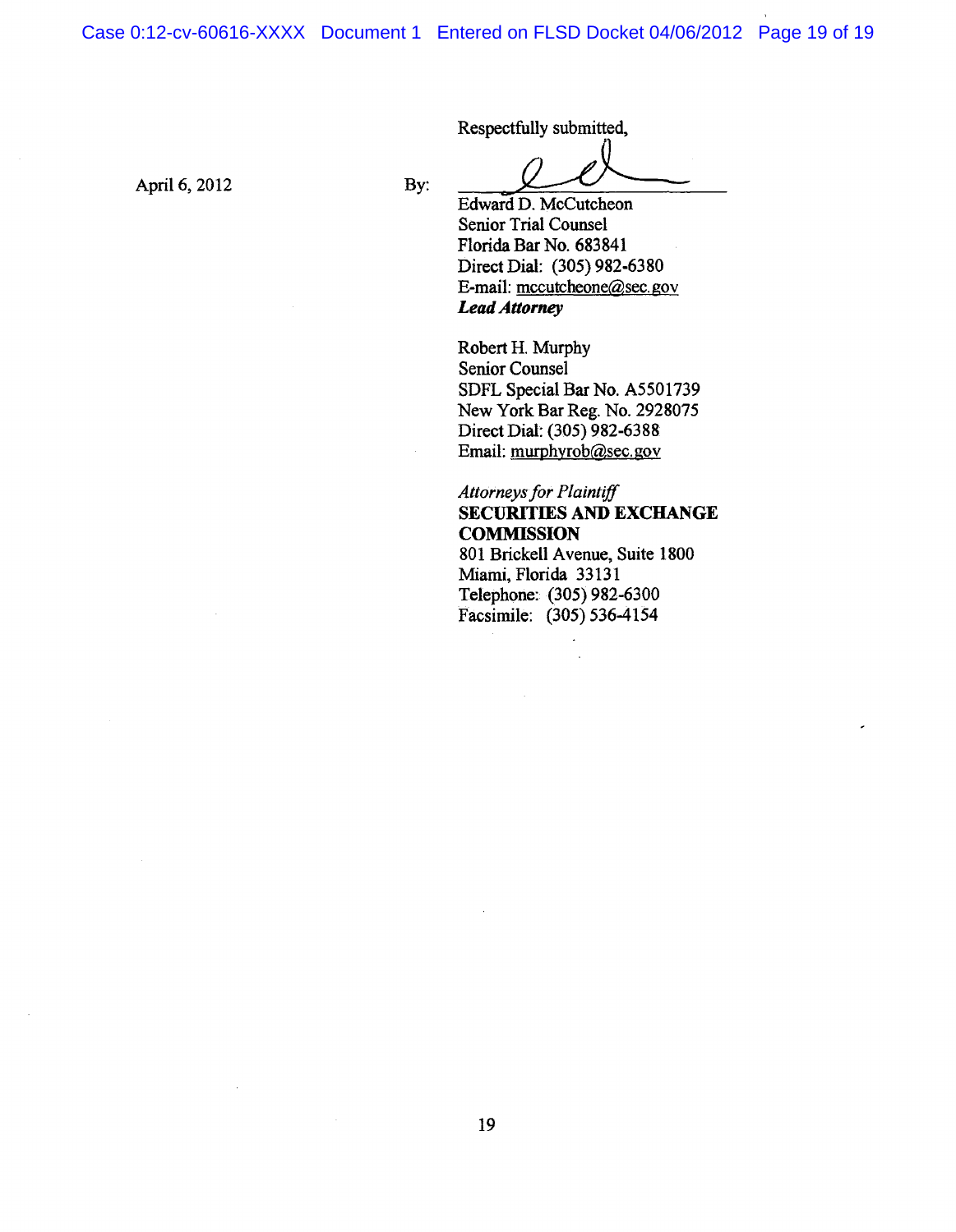April 6, 2012

Respectfully submitted,

By: ______________________

Edward D. McCutcheon
Senior Trial Counsel
Florida Bar No. 683841
Direct Dial: (305) 982-6380
E-mail: mccutcheone@sec.gov
***Lead Attorney***

Robert H. Murphy
Senior Counsel
SDFL Special Bar No. A5501739
New York Bar Reg. No. 2928075
Direct Dial: (305) 982-6388
Email: murphyrob@sec.gov

*Attorneys for Plaintiff*
**SECURITIES AND EXCHANGE COMMISSION**
801 Brickell Avenue, Suite 1800
Miami, Florida 33131
Telephone: (305) 982-6300
Facsimile: (305) 536-4154